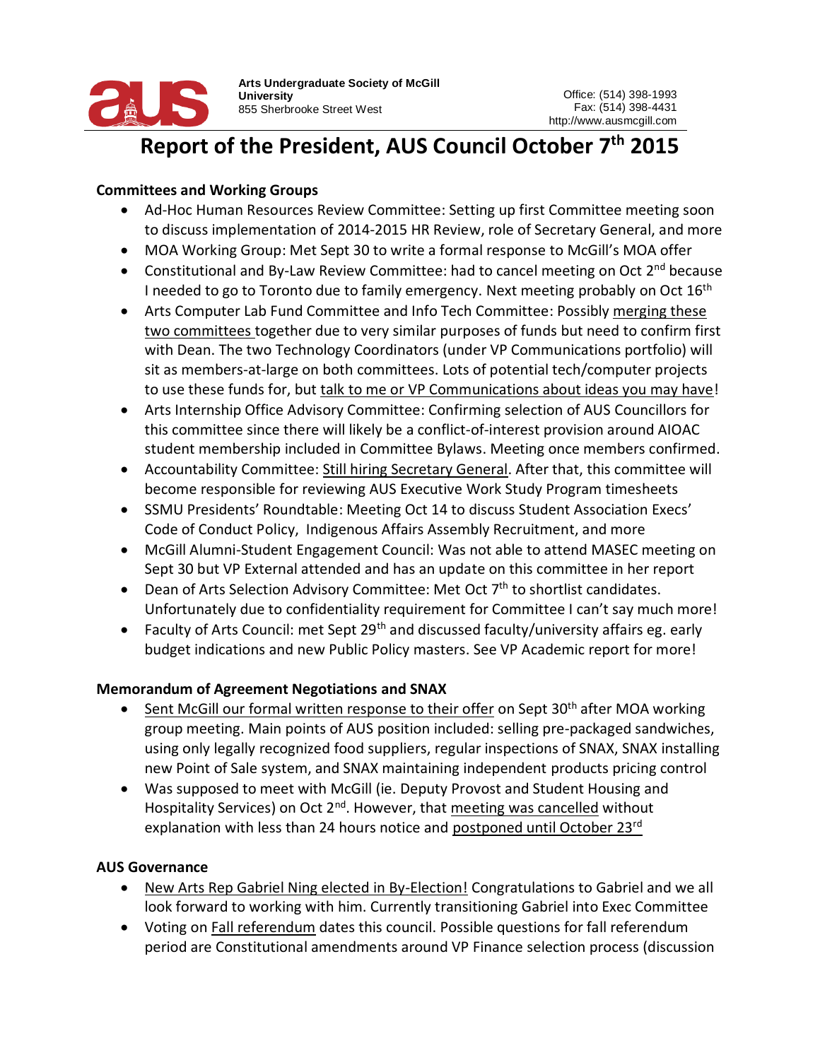Arts Undergraduate Society of McGill University
855 Sherbrooke Street West

Office: (514) 398-1993
Fax: (514) 398-4431
http://www.ausmcgill.com

# Report of the President, AUS Council October 7th 2015

**Committees and Working Groups**

- Ad-Hoc Human Resources Review Committee: Setting up first Committee meeting soon to discuss implementation of 2014-2015 HR Review, role of Secretary General, and more
- MOA Working Group: Met Sept 30 to write a formal response to McGill's MOA offer
- Constitutional and By-Law Review Committee: had to cancel meeting on Oct 2nd because I needed to go to Toronto due to family emergency. Next meeting probably on Oct 16th
- Arts Computer Lab Fund Committee and Info Tech Committee: Possibly merging these two committees together due to very similar purposes of funds but need to confirm first with Dean. The two Technology Coordinators (under VP Communications portfolio) will sit as members-at-large on both committees. Lots of potential tech/computer projects to use these funds for, but talk to me or VP Communications about ideas you may have!
- Arts Internship Office Advisory Committee: Confirming selection of AUS Councillors for this committee since there will likely be a conflict-of-interest provision around AIOAC student membership included in Committee Bylaws. Meeting once members confirmed.
- Accountability Committee: Still hiring Secretary General. After that, this committee will become responsible for reviewing AUS Executive Work Study Program timesheets
- SSMU Presidents' Roundtable: Meeting Oct 14 to discuss Student Association Execs' Code of Conduct Policy, Indigenous Affairs Assembly Recruitment, and more
- McGill Alumni-Student Engagement Council: Was not able to attend MASEC meeting on Sept 30 but VP External attended and has an update on this committee in her report
- Dean of Arts Selection Advisory Committee: Met Oct 7th to shortlist candidates. Unfortunately due to confidentiality requirement for Committee I can't say much more!
- Faculty of Arts Council: met Sept 29th and discussed faculty/university affairs eg. early budget indications and new Public Policy masters. See VP Academic report for more!

**Memorandum of Agreement Negotiations and SNAX**

- Sent McGill our formal written response to their offer on Sept 30th after MOA working group meeting. Main points of AUS position included: selling pre-packaged sandwiches, using only legally recognized food suppliers, regular inspections of SNAX, SNAX installing new Point of Sale system, and SNAX maintaining independent products pricing control
- Was supposed to meet with McGill (ie. Deputy Provost and Student Housing and Hospitality Services) on Oct 2nd. However, that meeting was cancelled without explanation with less than 24 hours notice and postponed until October 23rd

**AUS Governance**

- New Arts Rep Gabriel Ning elected in By-Election! Congratulations to Gabriel and we all look forward to working with him. Currently transitioning Gabriel into Exec Committee
- Voting on Fall referendum dates this council. Possible questions for fall referendum period are Constitutional amendments around VP Finance selection process (discussion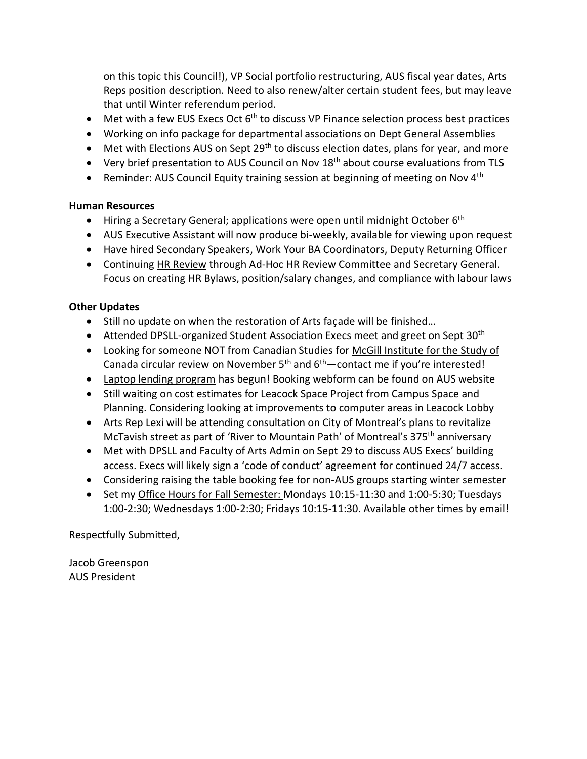on this topic this Council!), VP Social portfolio restructuring, AUS fiscal year dates, Arts Reps position description. Need to also renew/alter certain student fees, but may leave that until Winter referendum period.

- Met with a few EUS Execs Oct 6th to discuss VP Finance selection process best practices
- Working on info package for departmental associations on Dept General Assemblies
- Met with Elections AUS on Sept 29th to discuss election dates, plans for year, and more
- Very brief presentation to AUS Council on Nov 18th about course evaluations from TLS
- Reminder: AUS Council Equity training session at beginning of meeting on Nov 4th

**Human Resources**

- Hiring a Secretary General; applications were open until midnight October 6th
- AUS Executive Assistant will now produce bi-weekly, available for viewing upon request
- Have hired Secondary Speakers, Work Your BA Coordinators, Deputy Returning Officer
- Continuing HR Review through Ad-Hoc HR Review Committee and Secretary General. Focus on creating HR Bylaws, position/salary changes, and compliance with labour laws

**Other Updates**

- Still no update on when the restoration of Arts façade will be finished…
- Attended DPSLL-organized Student Association Execs meet and greet on Sept 30th
- Looking for someone NOT from Canadian Studies for McGill Institute for the Study of Canada circular review on November 5th and 6th—contact me if you're interested!
- Laptop lending program has begun! Booking webform can be found on AUS website
- Still waiting on cost estimates for Leacock Space Project from Campus Space and Planning. Considering looking at improvements to computer areas in Leacock Lobby
- Arts Rep Lexi will be attending consultation on City of Montreal's plans to revitalize McTavish street as part of 'River to Mountain Path' of Montreal's 375th anniversary
- Met with DPSLL and Faculty of Arts Admin on Sept 29 to discuss AUS Execs' building access. Execs will likely sign a 'code of conduct' agreement for continued 24/7 access.
- Considering raising the table booking fee for non-AUS groups starting winter semester
- Set my Office Hours for Fall Semester: Mondays 10:15-11:30 and 1:00-5:30; Tuesdays 1:00-2:30; Wednesdays 1:00-2:30; Fridays 10:15-11:30. Available other times by email!

Respectfully Submitted,

Jacob Greenspon
AUS President